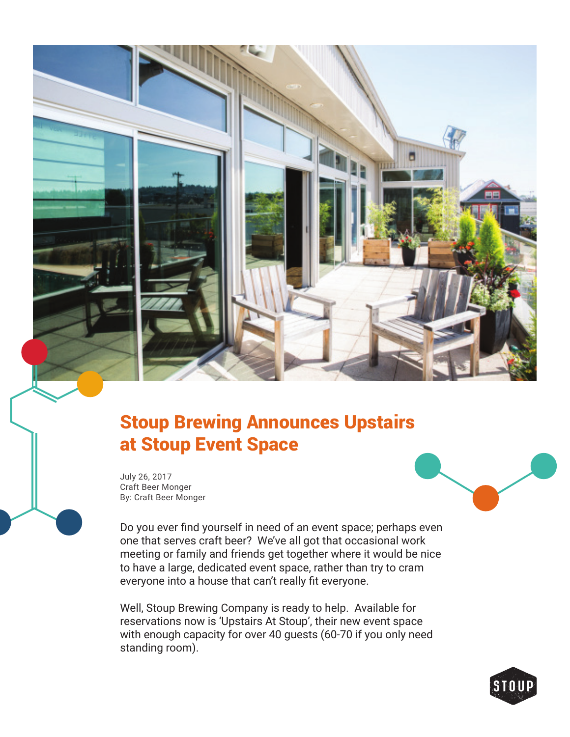# Stoup Brewing Announces Upstairs at Stoup Event Space

July 26, 2017
Craft Beer Monger
By: Craft Beer Monger

Do you ever find yourself in need of an event space; perhaps even one that serves craft beer? We've all got that occasional work meeting or family and friends get together where it would be nice to have a large, dedicated event space, rather than try to cram everyone into a house that can't really fit everyone.

Well, Stoup Brewing Company is ready to help. Available for reservations now is 'Upstairs At Stoup', their new event space with enough capacity for over 40 guests (60-70 if you only need standing room).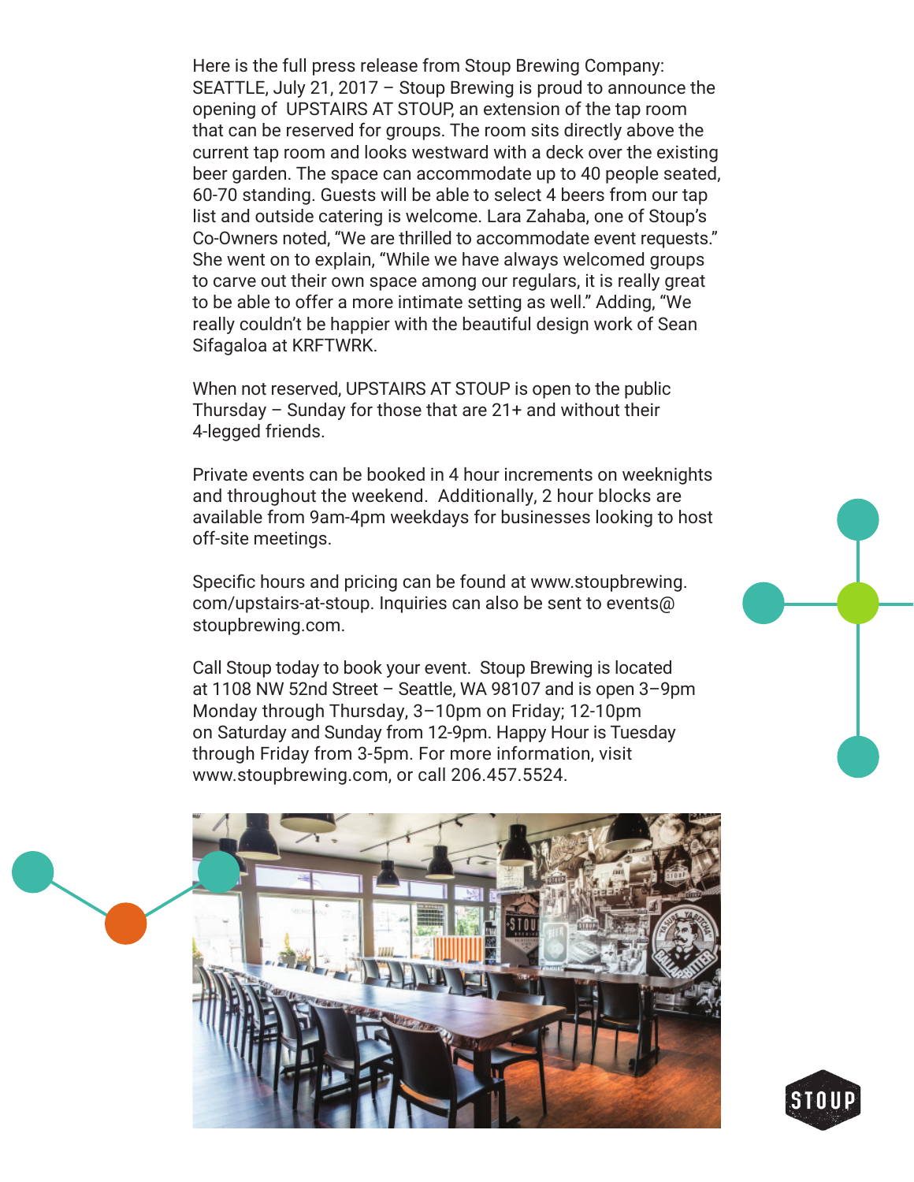Here is the full press release from Stoup Brewing Company: SEATTLE, July 21, 2017 – Stoup Brewing is proud to announce the opening of UPSTAIRS AT STOUP, an extension of the tap room that can be reserved for groups. The room sits directly above the current tap room and looks westward with a deck over the existing beer garden. The space can accommodate up to 40 people seated, 60-70 standing. Guests will be able to select 4 beers from our tap list and outside catering is welcome. Lara Zahaba, one of Stoup's Co-Owners noted, "We are thrilled to accommodate event requests." She went on to explain, "While we have always welcomed groups to carve out their own space among our regulars, it is really great to be able to offer a more intimate setting as well." Adding, "We really couldn't be happier with the beautiful design work of Sean Sifagaloa at KRFTWRK.

When not reserved, UPSTAIRS AT STOUP is open to the public Thursday – Sunday for those that are 21+ and without their 4-legged friends.

Private events can be booked in 4 hour increments on weeknights and throughout the weekend. Additionally, 2 hour blocks are available from 9am-4pm weekdays for businesses looking to host off-site meetings.

Specific hours and pricing can be found at www.stoupbrewing.com/upstairs-at-stoup. Inquiries can also be sent to events@stoupbrewing.com.

Call Stoup today to book your event. Stoup Brewing is located at 1108 NW 52nd Street – Seattle, WA 98107 and is open 3–9pm Monday through Thursday, 3–10pm on Friday; 12-10pm on Saturday and Sunday from 12-9pm. Happy Hour is Tuesday through Friday from 3-5pm. For more information, visit www.stoupbrewing.com, or call 206.457.5524.